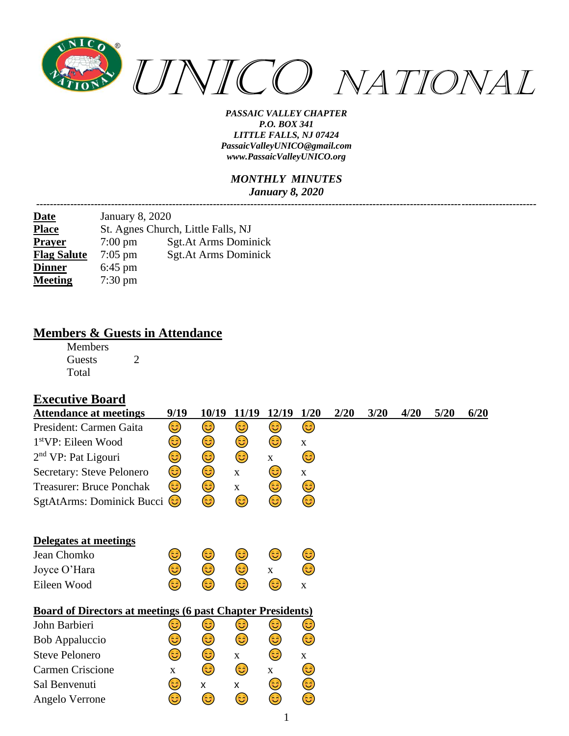# UNICO NATIONAL

***PASSAIC VALLEY CHAPTER***
***P.O. BOX 341***
***LITTLE FALLS, NJ 07424***
***PassaicValleyUNICO@gmail.com***
***www.PassaicValleyUNICO.org***

***MONTHLY MINUTES***
***January 8, 2020***

---

| | | |
|---|---|---|
| **Date** | January 8, 2020 | |
| **Place** | St. Agnes Church, Little Falls, NJ | |
| **Prayer** | 7:00 pm | Sgt.At Arms Dominick |
| **Flag Salute** | 7:05 pm | Sgt.At Arms Dominick |
| **Dinner** | 6:45 pm | |
| **Meeting** | 7:30 pm | |

## Members & Guests in Attendance

Members
Guests 2
Total

## Executive Board

| Attendance at meetings | 9/19 | 10/19 | 11/19 | 12/19 | 1/20 | 2/20 | 3/20 | 4/20 | 5/20 | 6/20 |
|---|---|---|---|---|---|---|---|---|---|---|
| President: Carmen Gaita | 😊 | 😊 | 😊 | 😊 | 😊 | | | | | |
| 1st VP: Eileen Wood | 😊 | 😊 | 😊 | 😊 | x | | | | | |
| 2nd VP: Pat Ligouri | 😊 | 😊 | 😊 | x | 😊 | | | | | |
| Secretary: Steve Pelonero | 😊 | 😊 | x | 😊 | x | | | | | |
| Treasurer: Bruce Ponchak | 😊 | 😊 | x | 😊 | 😊 | | | | | |
| SgtAtArms: Dominick Bucci | 😊 | 😊 | 😊 | 😊 | 😊 | | | | | |
| **Delegates at meetings** | | | | | | | | | | |
| Jean Chomko | 😊 | 😊 | 😊 | 😊 | 😊 | | | | | |
| Joyce O'Hara | 😊 | 😊 | 😊 | x | 😊 | | | | | |
| Eileen Wood | 😊 | 😊 | 😊 | 😊 | x | | | | | |
| **Board of Directors at meetings (6 past Chapter Presidents)** | | | | | | | | | | |
| John Barbieri | 😊 | 😊 | 😊 | 😊 | 😊 | | | | | |
| Bob Appaluccio | 😊 | 😊 | 😊 | 😊 | 😊 | | | | | |
| Steve Pelonero | 😊 | 😊 | x | 😊 | x | | | | | |
| Carmen Criscione | x | 😊 | 😊 | x | 😊 | | | | | |
| Sal Benvenuti | 😊 | x | x | 😊 | 😊 | | | | | |
| Angelo Verrone | 😊 | 😊 | 😊 | 😊 | 😊 | | | | | |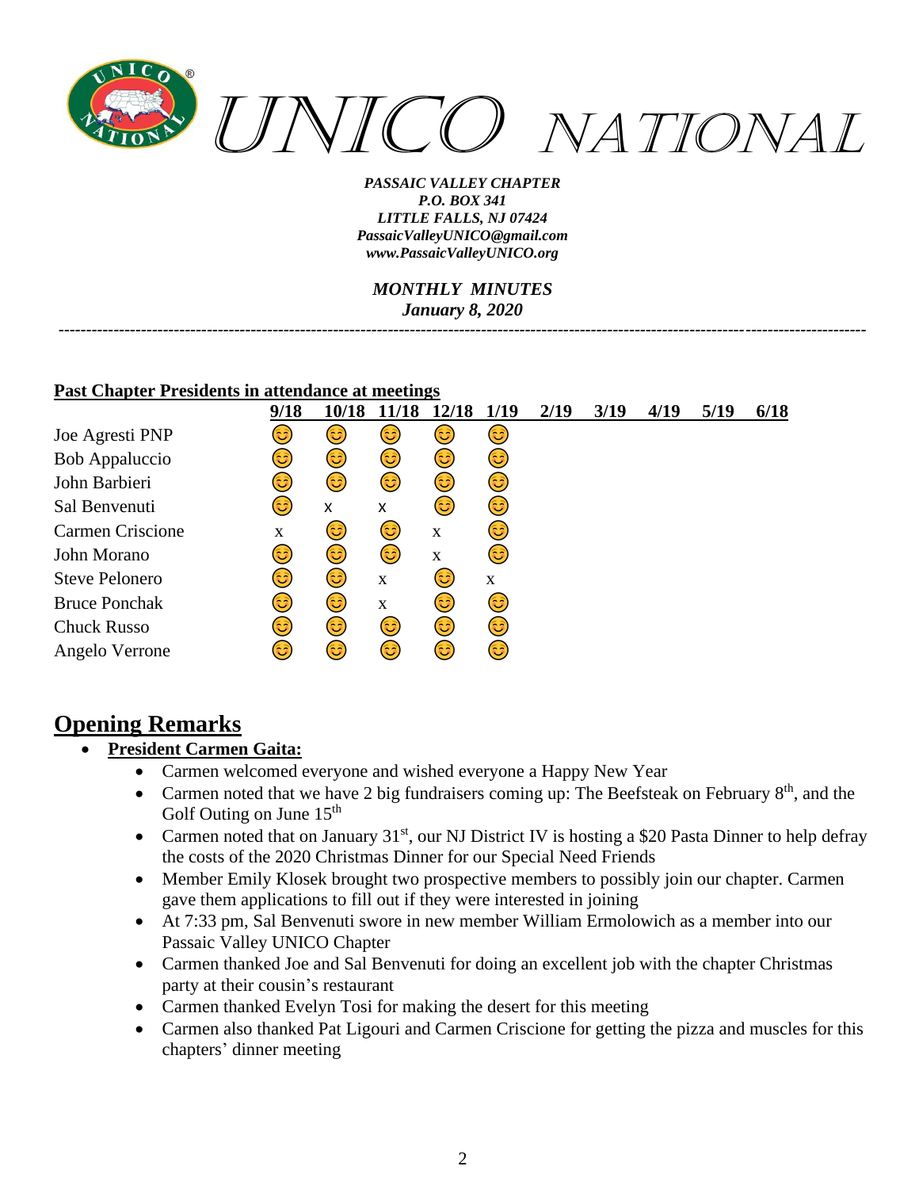# UNICO NATIONAL

***PASSAIC VALLEY CHAPTER***
***P.O. BOX 341***
***LITTLE FALLS, NJ 07424***
***PassaicValleyUNICO@gmail.com***
***www.PassaicValleyUNICO.org***

***MONTHLY MINUTES***
***January 8, 2020***

---

**Past Chapter Presidents in attendance at meetings**

| | 9/18 | 10/18 | 11/18 | 12/18 | 1/19 | 2/19 | 3/19 | 4/19 | 5/19 | 6/18 |
|---|---|---|---|---|---|---|---|---|---|---|
| Joe Agresti PNP | 😊 | 😊 | 😊 | 😊 | 😊 | | | | | |
| Bob Appaluccio | 😊 | 😊 | 😊 | 😊 | 😊 | | | | | |
| John Barbieri | 😊 | 😊 | 😊 | 😊 | 😊 | | | | | |
| Sal Benvenuti | 😊 | x | x | 😊 | 😊 | | | | | |
| Carmen Criscione | x | 😊 | 😊 | x | 😊 | | | | | |
| John Morano | 😊 | 😊 | 😊 | x | 😊 | | | | | |
| Steve Pelonero | 😊 | 😊 | x | 😊 | x | | | | | |
| Bruce Ponchak | 😊 | 😊 | x | 😊 | 😊 | | | | | |
| Chuck Russo | 😊 | 😊 | 😊 | 😊 | 😊 | | | | | |
| Angelo Verrone | 😊 | 😊 | 😊 | 😊 | 😊 | | | | | |

## Opening Remarks

- **President Carmen Gaita:**
  - Carmen welcomed everyone and wished everyone a Happy New Year
  - Carmen noted that we have 2 big fundraisers coming up: The Beefsteak on February 8th, and the Golf Outing on June 15th
  - Carmen noted that on January 31st, our NJ District IV is hosting a $20 Pasta Dinner to help defray the costs of the 2020 Christmas Dinner for our Special Need Friends
  - Member Emily Klosek brought two prospective members to possibly join our chapter. Carmen gave them applications to fill out if they were interested in joining
  - At 7:33 pm, Sal Benvenuti swore in new member William Ermolowich as a member into our Passaic Valley UNICO Chapter
  - Carmen thanked Joe and Sal Benvenuti for doing an excellent job with the chapter Christmas party at their cousin's restaurant
  - Carmen thanked Evelyn Tosi for making the desert for this meeting
  - Carmen also thanked Pat Ligouri and Carmen Criscione for getting the pizza and muscles for this chapters' dinner meeting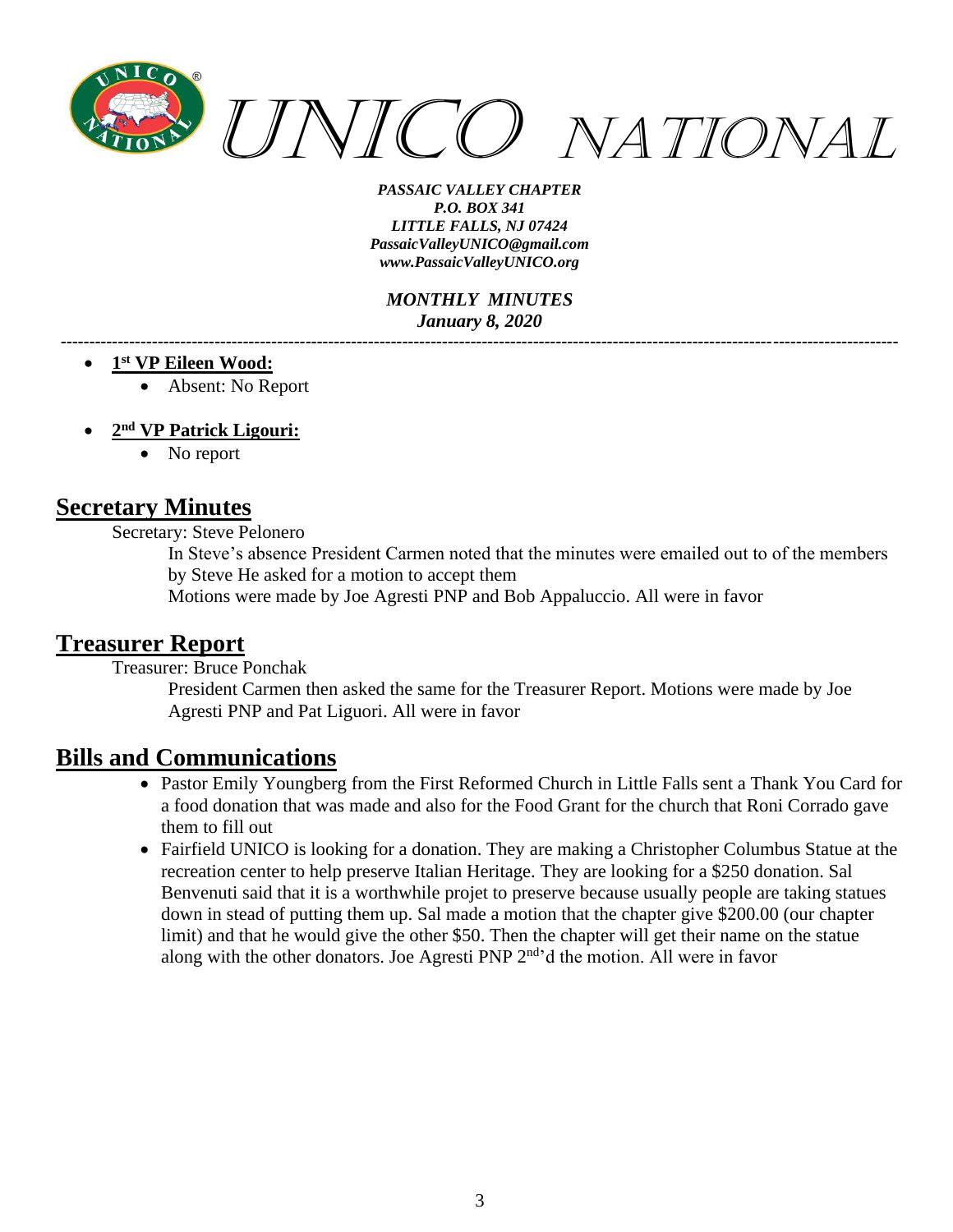- **1st VP Eileen Wood:**
  - Absent: No Report

- **2nd VP Patrick Ligouri:**
  - No report

## Secretary Minutes

Secretary: Steve Pelonero

In Steve's absence President Carmen noted that the minutes were emailed out to of the members by Steve He asked for a motion to accept them
Motions were made by Joe Agresti PNP and Bob Appaluccio. All were in favor

## Treasurer Report

Treasurer: Bruce Ponchak

President Carmen then asked the same for the Treasurer Report. Motions were made by Joe Agresti PNP and Pat Liguori. All were in favor

## Bills and Communications

- Pastor Emily Youngberg from the First Reformed Church in Little Falls sent a Thank You Card for a food donation that was made and also for the Food Grant for the church that Roni Corrado gave them to fill out
- Fairfield UNICO is looking for a donation. They are making a Christopher Columbus Statue at the recreation center to help preserve Italian Heritage. They are looking for a $250 donation. Sal Benvenuti said that it is a worthwhile projet to preserve because usually people are taking statues down in stead of putting them up. Sal made a motion that the chapter give $200.00 (our chapter limit) and that he would give the other $50. Then the chapter will get their name on the statue along with the other donators. Joe Agresti PNP 2nd'd the motion. All were in favor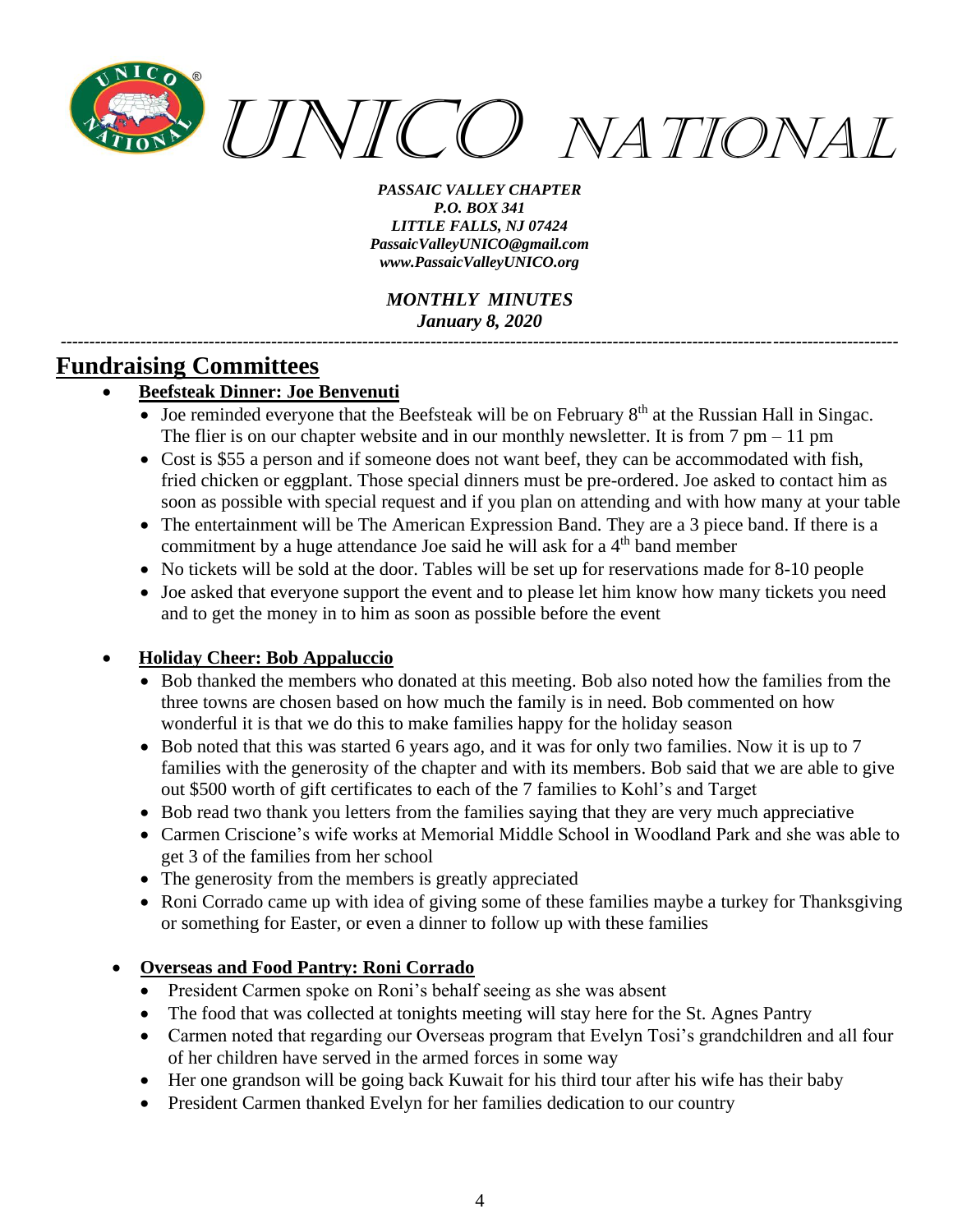*PASSAIC VALLEY CHAPTER*
*P.O. BOX 341*
*LITTLE FALLS, NJ 07424*
*PassaicValleyUNICO@gmail.com*
*www.PassaicValleyUNICO.org*

*MONTHLY MINUTES*
***January 8, 2020***

---

# Fundraising Committees

- **Beefsteak Dinner: Joe Benvenuti**
  - Joe reminded everyone that the Beefsteak will be on February 8th at the Russian Hall in Singac. The flier is on our chapter website and in our monthly newsletter. It is from 7 pm – 11 pm
  - Cost is $55 a person and if someone does not want beef, they can be accommodated with fish, fried chicken or eggplant. Those special dinners must be pre-ordered. Joe asked to contact him as soon as possible with special request and if you plan on attending and with how many at your table
  - The entertainment will be The American Expression Band. They are a 3 piece band. If there is a commitment by a huge attendance Joe said he will ask for a 4th band member
  - No tickets will be sold at the door. Tables will be set up for reservations made for 8-10 people
  - Joe asked that everyone support the event and to please let him know how many tickets you need and to get the money in to him as soon as possible before the event

- **Holiday Cheer: Bob Appaluccio**
  - Bob thanked the members who donated at this meeting. Bob also noted how the families from the three towns are chosen based on how much the family is in need. Bob commented on how wonderful it is that we do this to make families happy for the holiday season
  - Bob noted that this was started 6 years ago, and it was for only two families. Now it is up to 7 families with the generosity of the chapter and with its members. Bob said that we are able to give out $500 worth of gift certificates to each of the 7 families to Kohl's and Target
  - Bob read two thank you letters from the families saying that they are very much appreciative
  - Carmen Criscione's wife works at Memorial Middle School in Woodland Park and she was able to get 3 of the families from her school
  - The generosity from the members is greatly appreciated
  - Roni Corrado came up with idea of giving some of these families maybe a turkey for Thanksgiving or something for Easter, or even a dinner to follow up with these families

- **Overseas and Food Pantry: Roni Corrado**
  - President Carmen spoke on Roni's behalf seeing as she was absent
  - The food that was collected at tonights meeting will stay here for the St. Agnes Pantry
  - Carmen noted that regarding our Overseas program that Evelyn Tosi's grandchildren and all four of her children have served in the armed forces in some way
  - Her one grandson will be going back Kuwait for his third tour after his wife has their baby
  - President Carmen thanked Evelyn for her families dedication to our country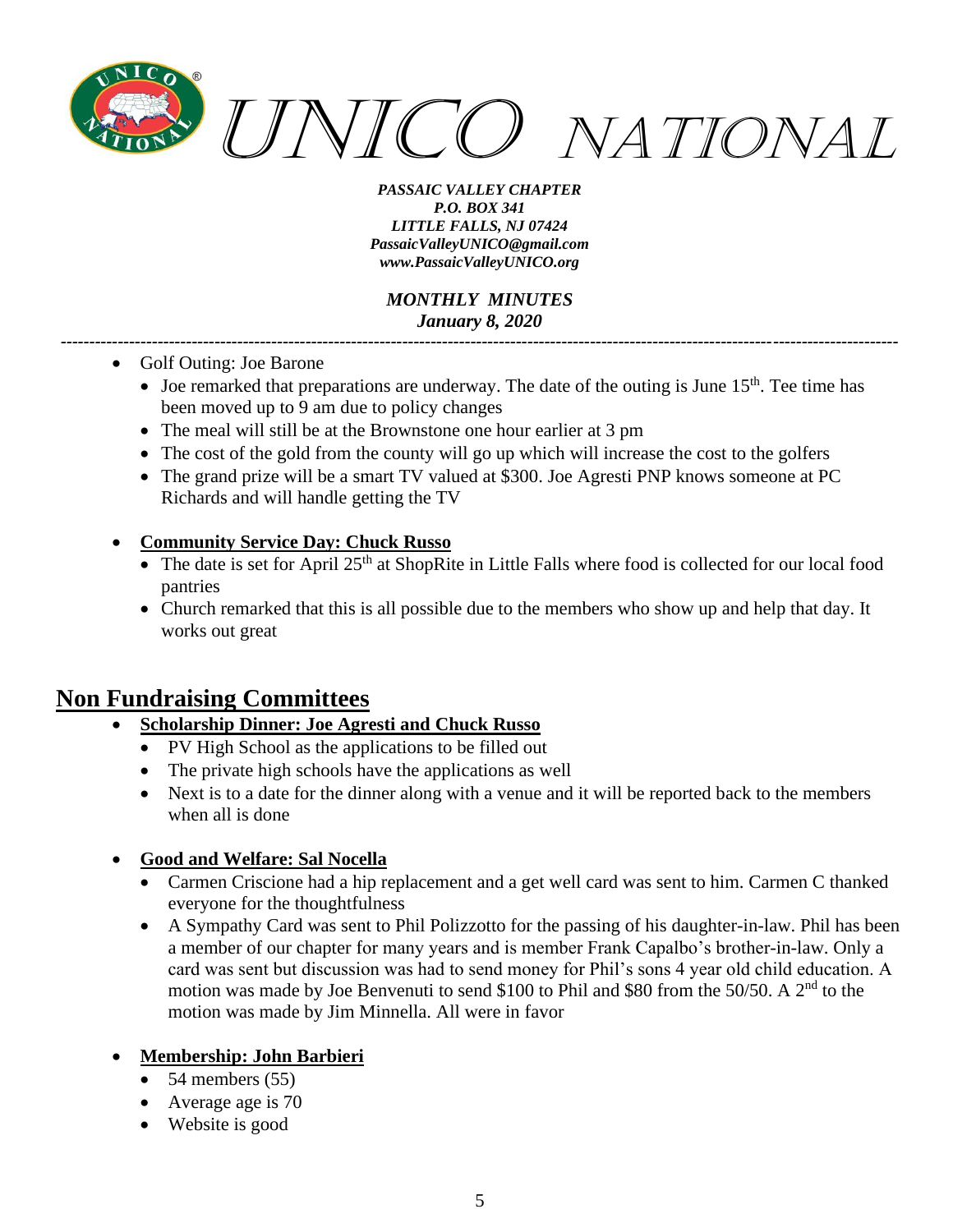- Golf Outing: Joe Barone
  - Joe remarked that preparations are underway. The date of the outing is June 15th. Tee time has been moved up to 9 am due to policy changes
  - The meal will still be at the Brownstone one hour earlier at 3 pm
  - The cost of the gold from the county will go up which will increase the cost to the golfers
  - The grand prize will be a smart TV valued at $300. Joe Agresti PNP knows someone at PC Richards and will handle getting the TV

- **Community Service Day: Chuck Russo**
  - The date is set for April 25th at ShopRite in Little Falls where food is collected for our local food pantries
  - Church remarked that this is all possible due to the members who show up and help that day. It works out great

## Non Fundraising Committees

- **Scholarship Dinner: Joe Agresti and Chuck Russo**
  - PV High School as the applications to be filled out
  - The private high schools have the applications as well
  - Next is to a date for the dinner along with a venue and it will be reported back to the members when all is done

- **Good and Welfare: Sal Nocella**
  - Carmen Criscione had a hip replacement and a get well card was sent to him. Carmen C thanked everyone for the thoughtfulness
  - A Sympathy Card was sent to Phil Polizzotto for the passing of his daughter-in-law. Phil has been a member of our chapter for many years and is member Frank Capalbo's brother-in-law. Only a card was sent but discussion was had to send money for Phil's sons 4 year old child education. A motion was made by Joe Benvenuti to send $100 to Phil and $80 from the 50/50. A 2nd to the motion was made by Jim Minnella. All were in favor

- **Membership: John Barbieri**
  - 54 members (55)
  - Average age is 70
  - Website is good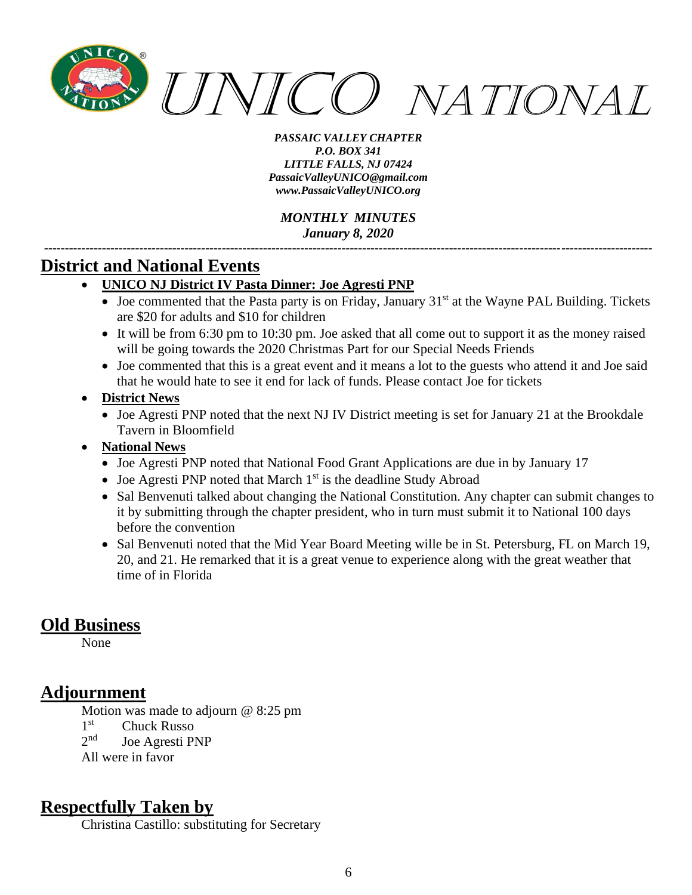*PASSAIC VALLEY CHAPTER*
*P.O. BOX 341*
*LITTLE FALLS, NJ 07424*
*PassaicValleyUNICO@gmail.com*
*www.PassaicValleyUNICO.org*

*MONTHLY MINUTES*
*January 8, 2020*

## District and National Events

- **UNICO NJ District IV Pasta Dinner: Joe Agresti PNP**
  - Joe commented that the Pasta party is on Friday, January 31st at the Wayne PAL Building. Tickets are $20 for adults and $10 for children
  - It will be from 6:30 pm to 10:30 pm. Joe asked that all come out to support it as the money raised will be going towards the 2020 Christmas Part for our Special Needs Friends
  - Joe commented that this is a great event and it means a lot to the guests who attend it and Joe said that he would hate to see it end for lack of funds. Please contact Joe for tickets
- **District News**
  - Joe Agresti PNP noted that the next NJ IV District meeting is set for January 21 at the Brookdale Tavern in Bloomfield
- **National News**
  - Joe Agresti PNP noted that National Food Grant Applications are due in by January 17
  - Joe Agresti PNP noted that March 1st is the deadline Study Abroad
  - Sal Benvenuti talked about changing the National Constitution. Any chapter can submit changes to it by submitting through the chapter president, who in turn must submit it to National 100 days before the convention
  - Sal Benvenuti noted that the Mid Year Board Meeting wille be in St. Petersburg, FL on March 19, 20, and 21. He remarked that it is a great venue to experience along with the great weather that time of in Florida

## Old Business

None

## Adjournment

Motion was made to adjourn @ 8:25 pm
1st Chuck Russo
2nd Joe Agresti PNP
All were in favor

## Respectfully Taken by

Christina Castillo: substituting for Secretary